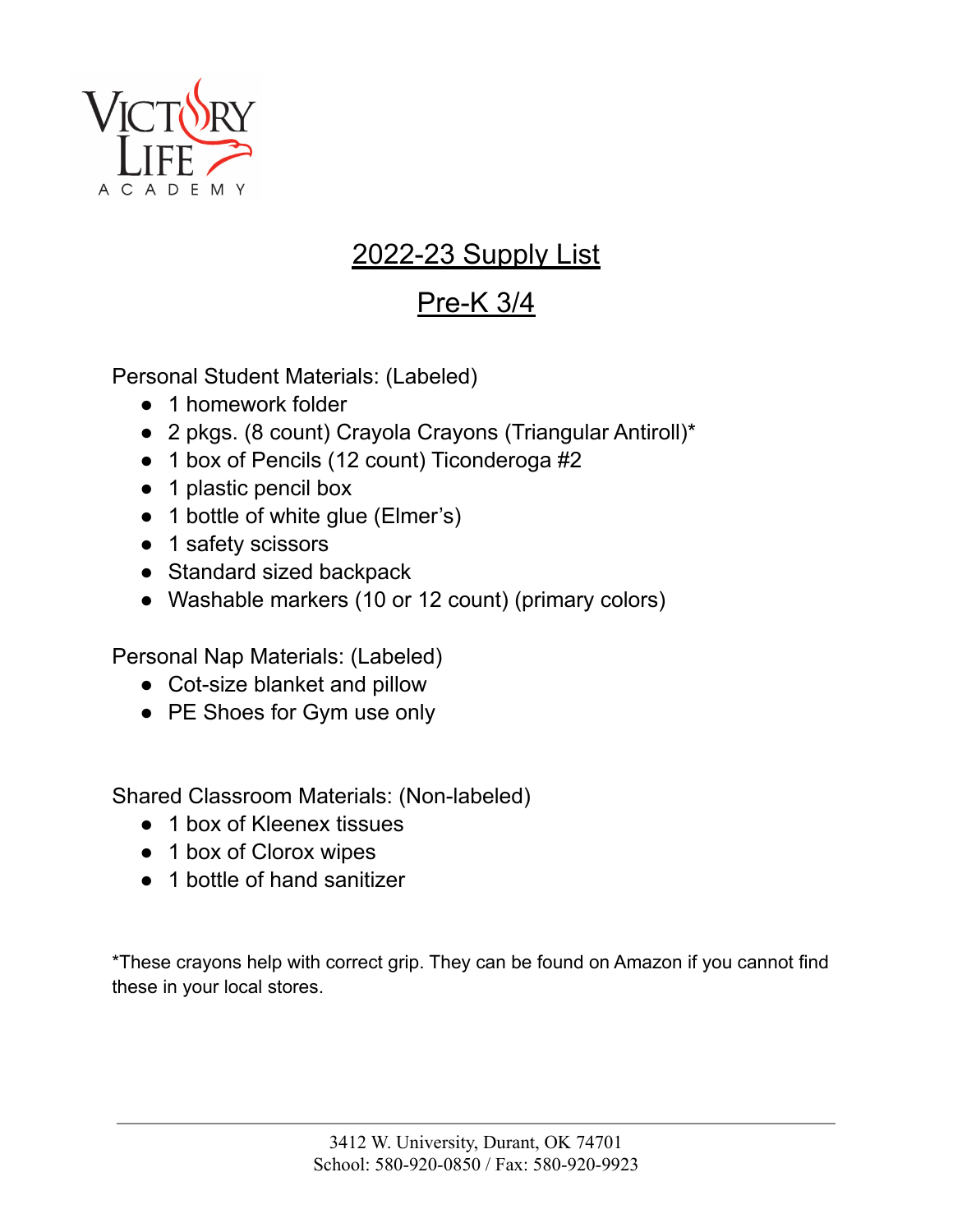VICTORY LIFE ACADEMY

# 2022-23 Supply List

## Pre-K 3/4

Personal Student Materials: (Labeled)

- 1 homework folder
- 2 pkgs. (8 count) Crayola Crayons (Triangular Antiroll)*
- 1 box of Pencils (12 count) Ticonderoga #2
- 1 plastic pencil box
- 1 bottle of white glue (Elmer's)
- 1 safety scissors
- Standard sized backpack
- Washable markers (10 or 12 count) (primary colors)

Personal Nap Materials: (Labeled)

- Cot-size blanket and pillow
- PE Shoes for Gym use only

Shared Classroom Materials: (Non-labeled)

- 1 box of Kleenex tissues
- 1 box of Clorox wipes
- 1 bottle of hand sanitizer

*These crayons help with correct grip. They can be found on Amazon if you cannot find these in your local stores.

3412 W. University, Durant, OK 74701
School: 580-920-0850 / Fax: 580-920-9923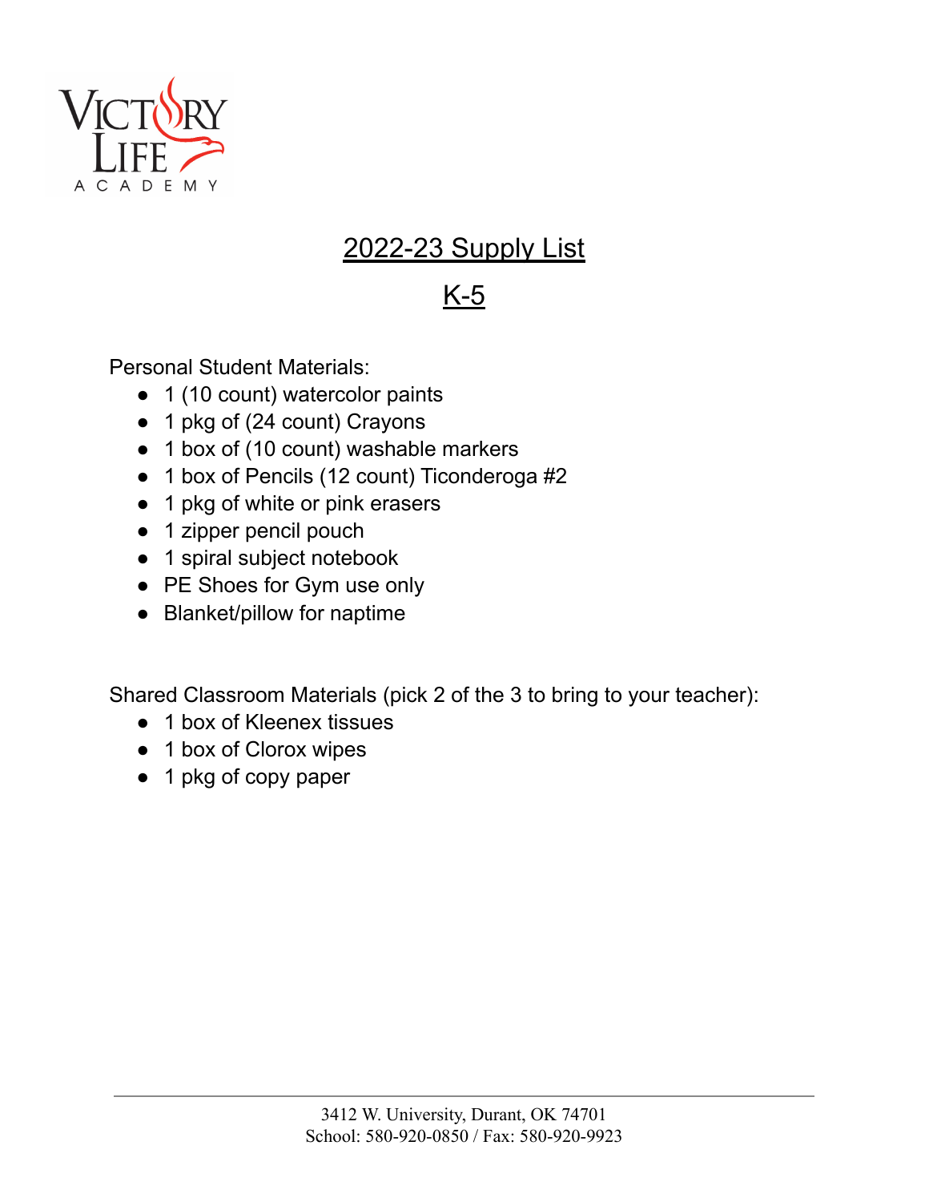# 2022-23 Supply List

## K-5

Personal Student Materials:

- 1 (10 count) watercolor paints
- 1 pkg of (24 count) Crayons
- 1 box of (10 count) washable markers
- 1 box of Pencils (12 count) Ticonderoga #2
- 1 pkg of white or pink erasers
- 1 zipper pencil pouch
- 1 spiral subject notebook
- PE Shoes for Gym use only
- Blanket/pillow for naptime

Shared Classroom Materials (pick 2 of the 3 to bring to your teacher):

- 1 box of Kleenex tissues
- 1 box of Clorox wipes
- 1 pkg of copy paper

3412 W. University, Durant, OK 74701
School: 580-920-0850 / Fax: 580-920-9923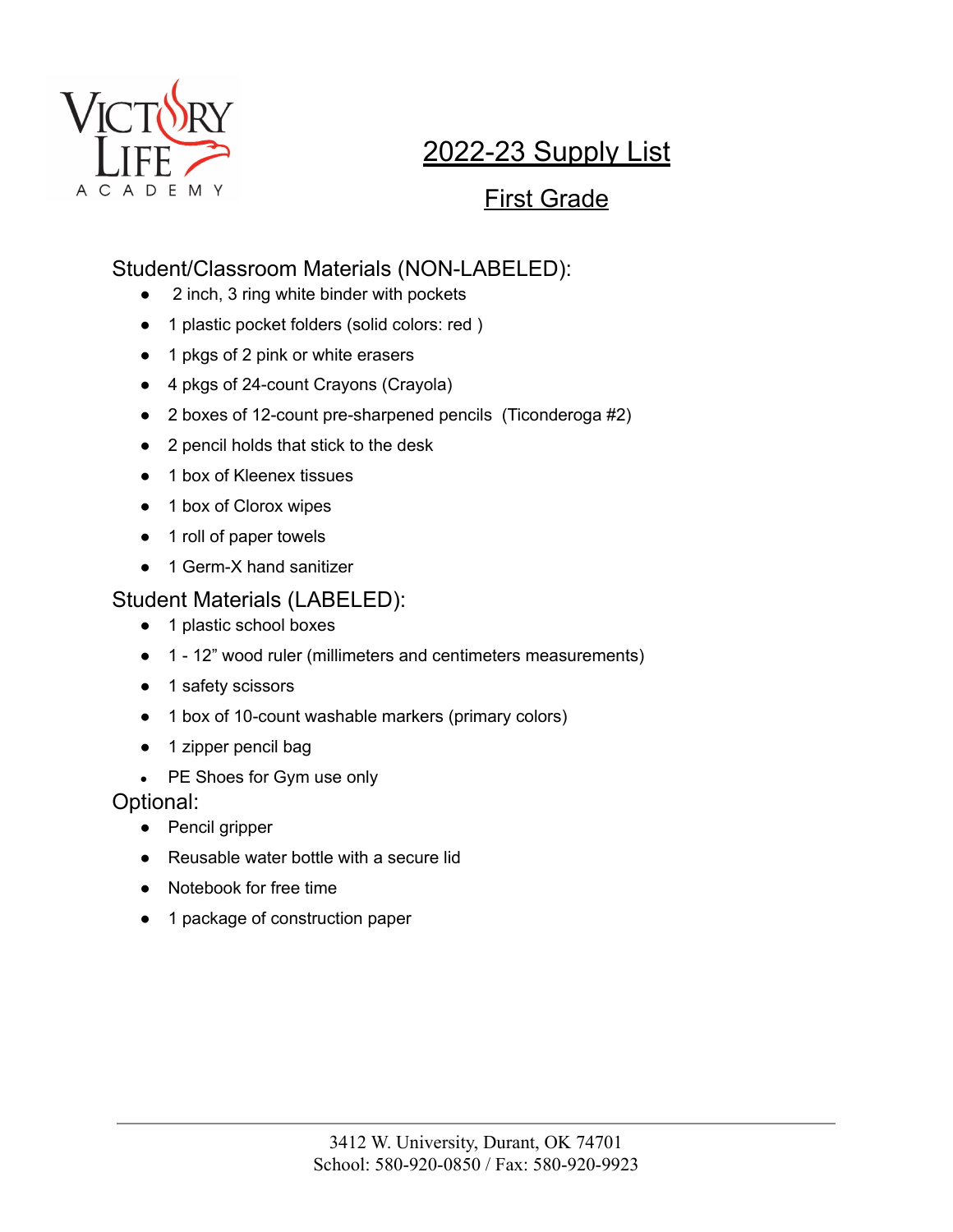# 2022-23 Supply List

## First Grade

### Student/Classroom Materials (NON-LABELED):

- 2 inch, 3 ring white binder with pockets
- 1 plastic pocket folders (solid colors: red )
- 1 pkgs of 2 pink or white erasers
- 4 pkgs of 24-count Crayons (Crayola)
- 2 boxes of 12-count pre-sharpened pencils (Ticonderoga #2)
- 2 pencil holds that stick to the desk
- 1 box of Kleenex tissues
- 1 box of Clorox wipes
- 1 roll of paper towels
- 1 Germ-X hand sanitizer

### Student Materials (LABELED):

- 1 plastic school boxes
- 1 - 12" wood ruler (millimeters and centimeters measurements)
- 1 safety scissors
- 1 box of 10-count washable markers (primary colors)
- 1 zipper pencil bag
- PE Shoes for Gym use only

### Optional:

- Pencil gripper
- Reusable water bottle with a secure lid
- Notebook for free time
- 1 package of construction paper

3412 W. University, Durant, OK 74701
School: 580-920-0850 / Fax: 580-920-9923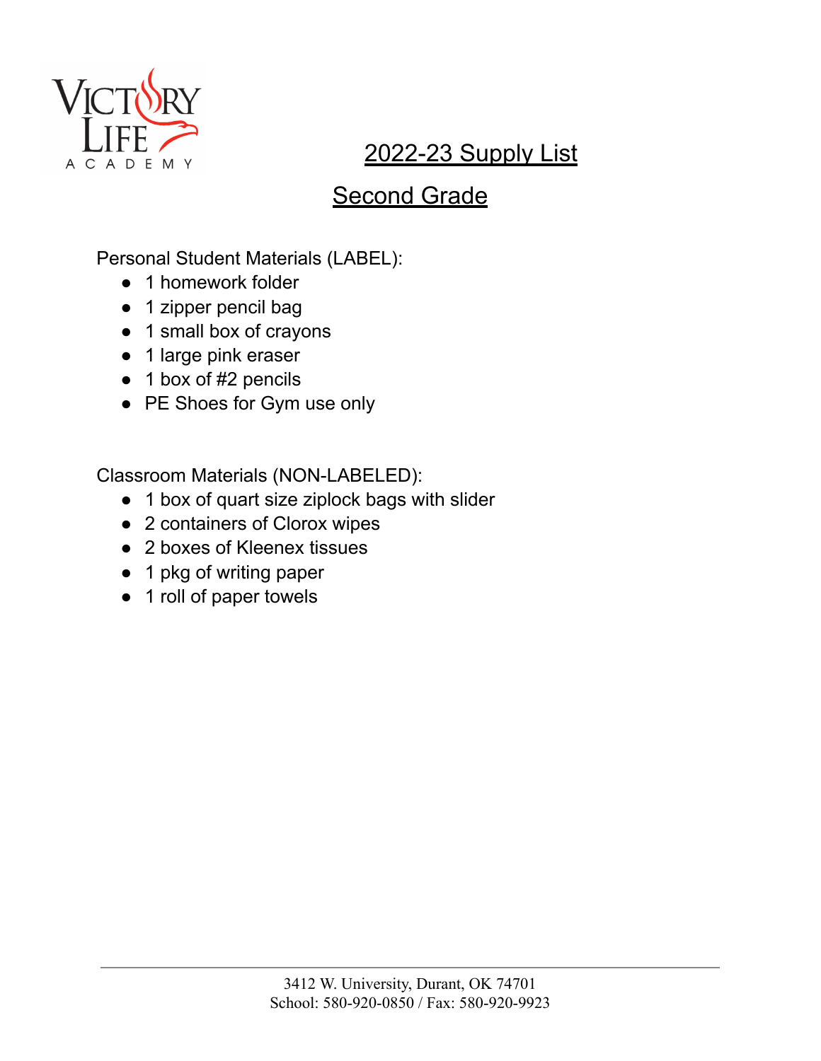# 2022-23 Supply List

## Second Grade

Personal Student Materials (LABEL):

- 1 homework folder
- 1 zipper pencil bag
- 1 small box of crayons
- 1 large pink eraser
- 1 box of #2 pencils
- PE Shoes for Gym use only

Classroom Materials (NON-LABELED):

- 1 box of quart size ziplock bags with slider
- 2 containers of Clorox wipes
- 2 boxes of Kleenex tissues
- 1 pkg of writing paper
- 1 roll of paper towels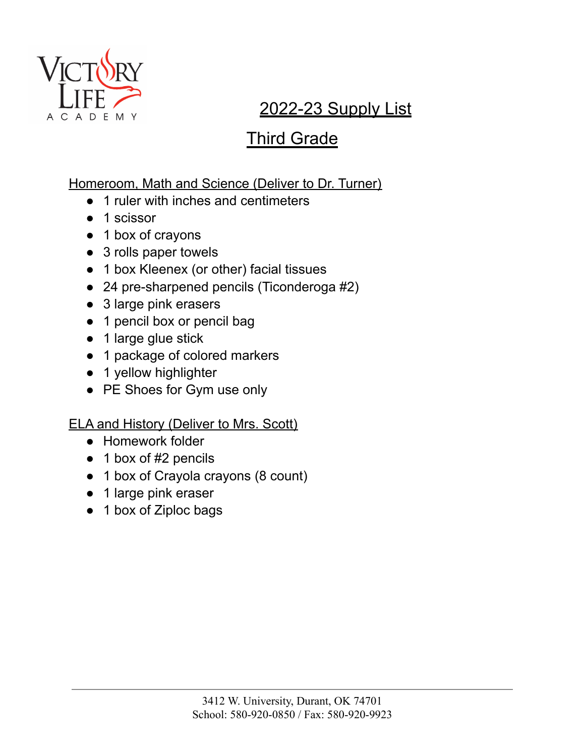# 2022-23 Supply List

## Third Grade

Homeroom, Math and Science (Deliver to Dr. Turner)

- 1 ruler with inches and centimeters
- 1 scissor
- 1 box of crayons
- 3 rolls paper towels
- 1 box Kleenex (or other) facial tissues
- 24 pre-sharpened pencils (Ticonderoga #2)
- 3 large pink erasers
- 1 pencil box or pencil bag
- 1 large glue stick
- 1 package of colored markers
- 1 yellow highlighter
- PE Shoes for Gym use only

ELA and History (Deliver to Mrs. Scott)

- Homework folder
- 1 box of #2 pencils
- 1 box of Crayola crayons (8 count)
- 1 large pink eraser
- 1 box of Ziploc bags

3412 W. University, Durant, OK 74701
School: 580-920-0850 / Fax: 580-920-9923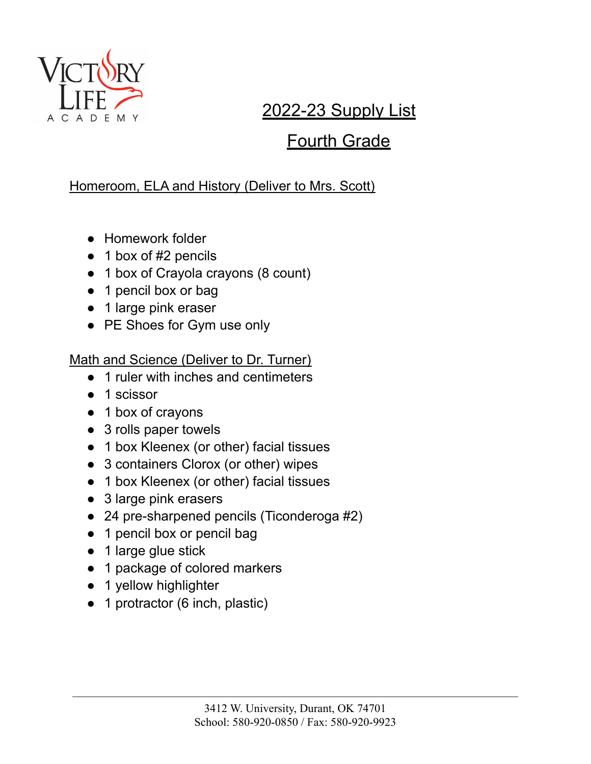# 2022-23 Supply List

## Fourth Grade

Homeroom, ELA and History (Deliver to Mrs. Scott)

- Homework folder
- 1 box of #2 pencils
- 1 box of Crayola crayons (8 count)
- 1 pencil box or bag
- 1 large pink eraser
- PE Shoes for Gym use only

Math and Science (Deliver to Dr. Turner)

- 1 ruler with inches and centimeters
- 1 scissor
- 1 box of crayons
- 3 rolls paper towels
- 1 box Kleenex (or other) facial tissues
- 3 containers Clorox (or other) wipes
- 1 box Kleenex (or other) facial tissues
- 3 large pink erasers
- 24 pre-sharpened pencils (Ticonderoga #2)
- 1 pencil box or pencil bag
- 1 large glue stick
- 1 package of colored markers
- 1 yellow highlighter
- 1 protractor (6 inch, plastic)

3412 W. University, Durant, OK 74701
School: 580-920-0850 / Fax: 580-920-9923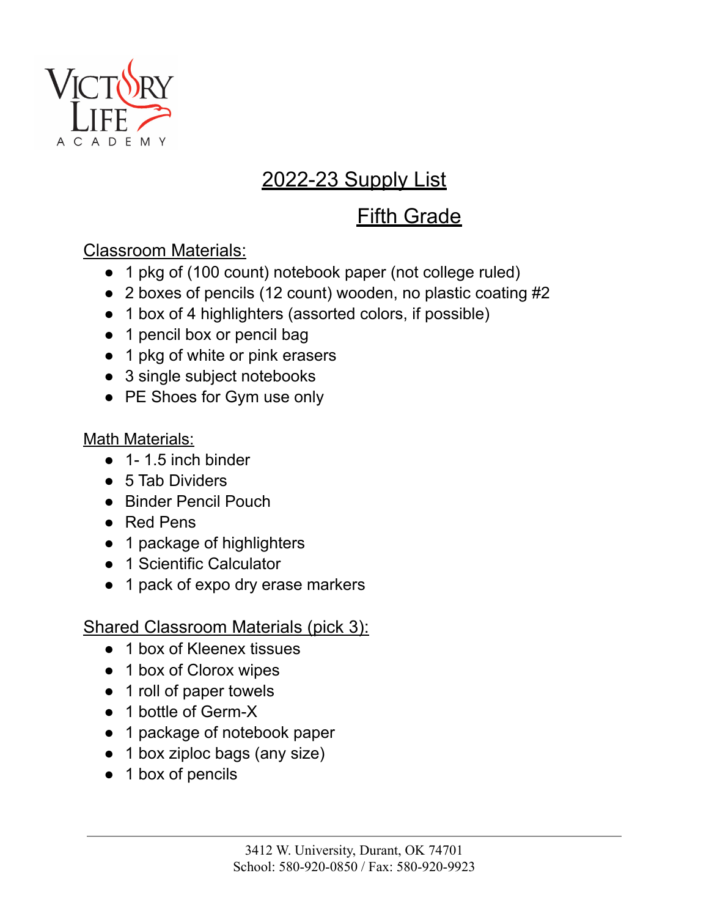VICTORY LIFE ACADEMY

# 2022-23 Supply List

## Fifth Grade

Classroom Materials:

- 1 pkg of (100 count) notebook paper (not college ruled)
- 2 boxes of pencils (12 count) wooden, no plastic coating #2
- 1 box of 4 highlighters (assorted colors, if possible)
- 1 pencil box or pencil bag
- 1 pkg of white or pink erasers
- 3 single subject notebooks
- PE Shoes for Gym use only

Math Materials:

- 1- 1.5 inch binder
- 5 Tab Dividers
- Binder Pencil Pouch
- Red Pens
- 1 package of highlighters
- 1 Scientific Calculator
- 1 pack of expo dry erase markers

Shared Classroom Materials (pick 3):

- 1 box of Kleenex tissues
- 1 box of Clorox wipes
- 1 roll of paper towels
- 1 bottle of Germ-X
- 1 package of notebook paper
- 1 box ziploc bags (any size)
- 1 box of pencils

3412 W. University, Durant, OK 74701
School: 580-920-0850 / Fax: 580-920-9923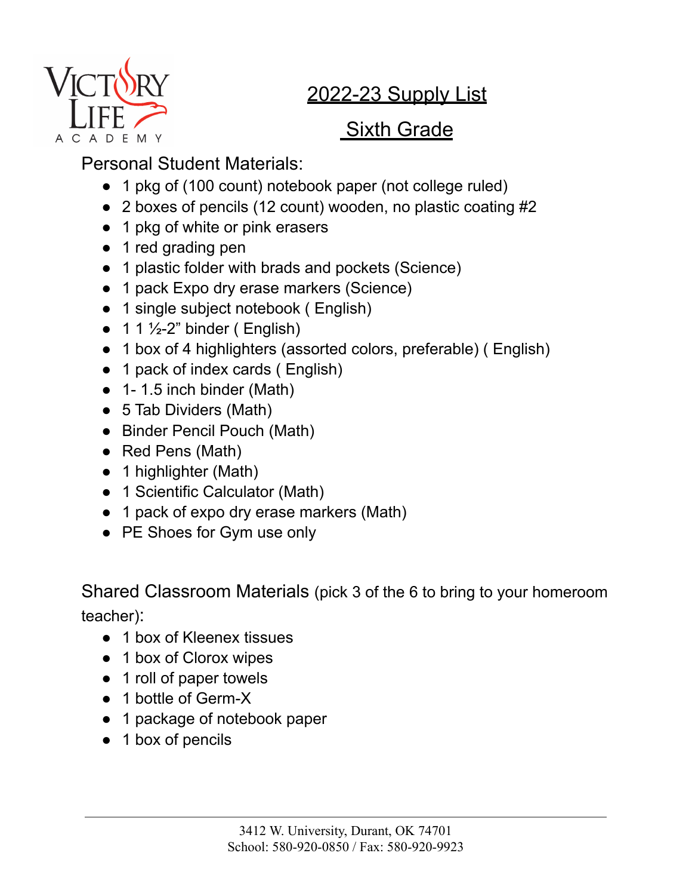Victory Life Academy

# 2022-23 Supply List

## Sixth Grade

Personal Student Materials:

- 1 pkg of (100 count) notebook paper (not college ruled)
- 2 boxes of pencils (12 count) wooden, no plastic coating #2
- 1 pkg of white or pink erasers
- 1 red grading pen
- 1 plastic folder with brads and pockets (Science)
- 1 pack Expo dry erase markers (Science)
- 1 single subject notebook ( English)
- 1 1 ½-2" binder ( English)
- 1 box of 4 highlighters (assorted colors, preferable) ( English)
- 1 pack of index cards ( English)
- 1- 1.5 inch binder (Math)
- 5 Tab Dividers (Math)
- Binder Pencil Pouch (Math)
- Red Pens (Math)
- 1 highlighter (Math)
- 1 Scientific Calculator (Math)
- 1 pack of expo dry erase markers (Math)
- PE Shoes for Gym use only

Shared Classroom Materials (pick 3 of the 6 to bring to your homeroom teacher):

- 1 box of Kleenex tissues
- 1 box of Clorox wipes
- 1 roll of paper towels
- 1 bottle of Germ-X
- 1 package of notebook paper
- 1 box of pencils

3412 W. University, Durant, OK 74701
School: 580-920-0850 / Fax: 580-920-9923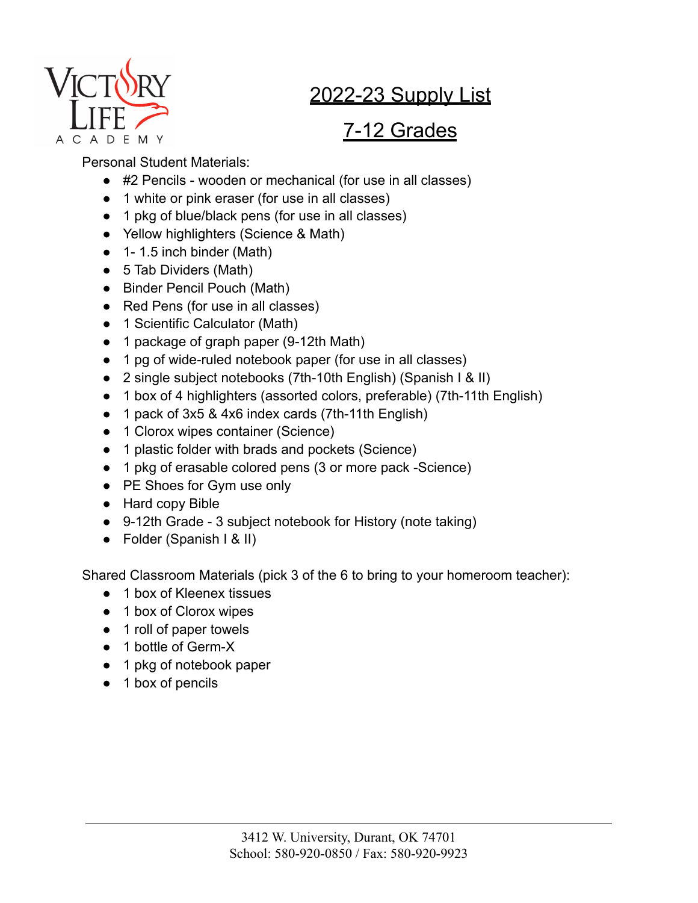# 2022-23 Supply List

## 7-12 Grades

Personal Student Materials:

- #2 Pencils - wooden or mechanical (for use in all classes)
- 1 white or pink eraser (for use in all classes)
- 1 pkg of blue/black pens (for use in all classes)
- Yellow highlighters (Science & Math)
- 1- 1.5 inch binder (Math)
- 5 Tab Dividers (Math)
- Binder Pencil Pouch (Math)
- Red Pens (for use in all classes)
- 1 Scientific Calculator (Math)
- 1 package of graph paper (9-12th Math)
- 1 pg of wide-ruled notebook paper (for use in all classes)
- 2 single subject notebooks (7th-10th English) (Spanish I & II)
- 1 box of 4 highlighters (assorted colors, preferable) (7th-11th English)
- 1 pack of 3x5 & 4x6 index cards (7th-11th English)
- 1 Clorox wipes container (Science)
- 1 plastic folder with brads and pockets (Science)
- 1 pkg of erasable colored pens (3 or more pack -Science)
- PE Shoes for Gym use only
- Hard copy Bible
- 9-12th Grade - 3 subject notebook for History (note taking)
- Folder (Spanish I & II)

Shared Classroom Materials (pick 3 of the 6 to bring to your homeroom teacher):

- 1 box of Kleenex tissues
- 1 box of Clorox wipes
- 1 roll of paper towels
- 1 bottle of Germ-X
- 1 pkg of notebook paper
- 1 box of pencils

3412 W. University, Durant, OK 74701
School: 580-920-0850 / Fax: 580-920-9923